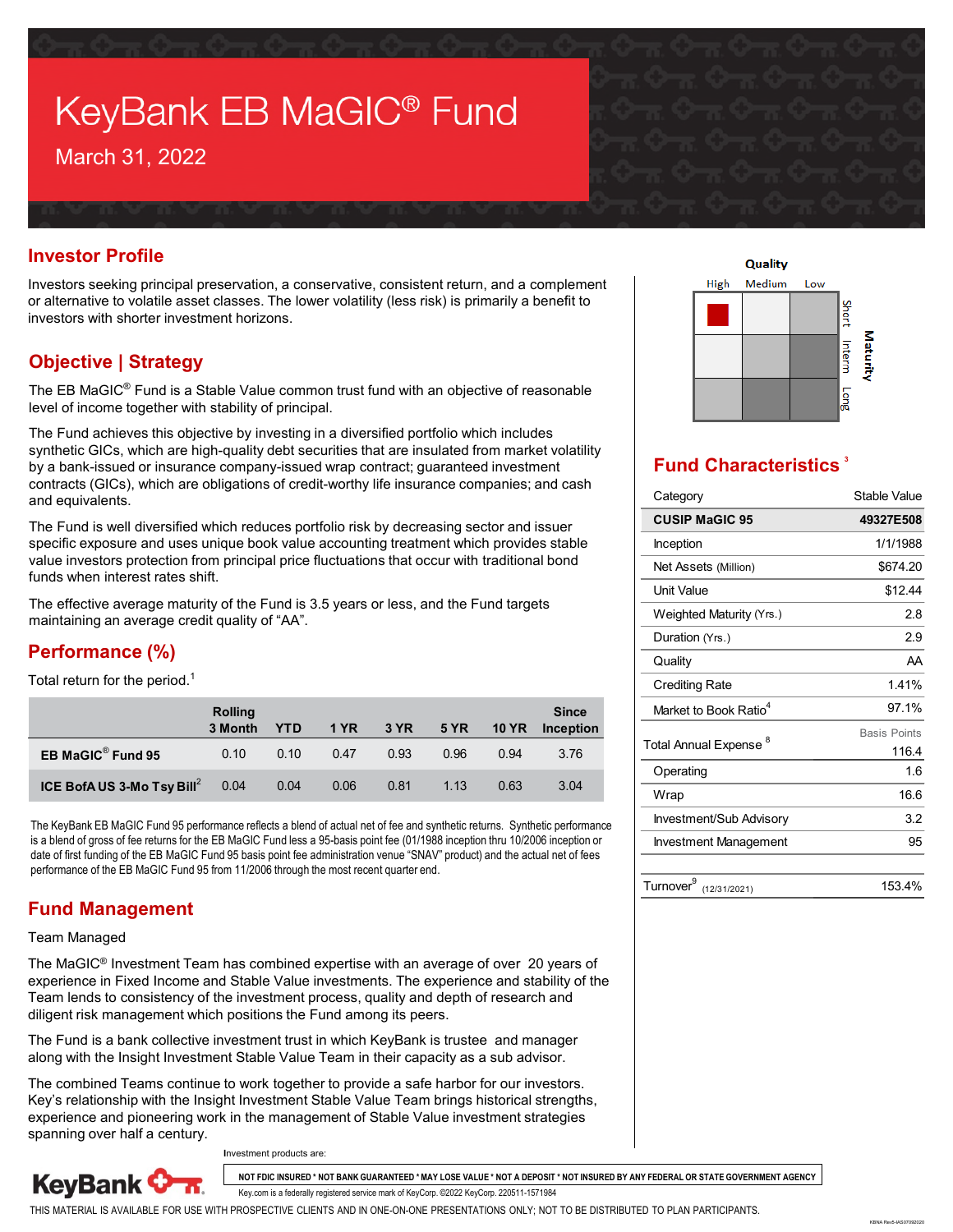# KeyBank EB MaGIC® Fund

March 31, 2022

## Investor Profile

Investors seeking principal preservation, a conservative, consistent return, and a complement or alternative to volatile asset classes. The lower volatility (less risk) is primarily a benefit to investors with shorter investment horizons.

## Objective | Strategy

The EB MaGIC® Fund is a Stable Value common trust fund with an objective of reasonable level of income together with stability of principal.

The Fund achieves this objective by investing in a diversified portfolio which includes synthetic GICs, which are high-quality debt securities that are insulated from market volatility by a bank-issued or insurance company-issued wrap contract; guaranteed investment contracts (GICs), which are obligations of credit-worthy life insurance companies; and cash and equivalents.

The Fund is well diversified which reduces portfolio risk by decreasing sector and issuer specific exposure and uses unique book value accounting treatment which provides stable value investors protection from principal price fluctuations that occur with traditional bond funds when interest rates shift.

The effective average maturity of the Fund is 3.5 years or less, and the Fund targets maintaining an average credit quality of "AA".

## Performance (%)

Total return for the period.[1]

| | Rolling 3 Month | YTD | 1 YR | 3 YR | 5 YR | 10 YR | Since Inception |
|---|---|---|---|---|---|---|---|
| **EB MaGIC® Fund 95** | 0.10 | 0.10 | 0.47 | 0.93 | 0.96 | 0.94 | 3.76 |
| **ICE BofA US 3-Mo Tsy Bill**[2] | 0.04 | 0.04 | 0.06 | 0.81 | 1.13 | 0.63 | 3.04 |

The KeyBank EB MaGIC Fund 95 performance reflects a blend of actual net of fee and synthetic returns. Synthetic performance is a blend of gross of fee returns for the EB MaGIC Fund less a 95-basis point fee (01/1988 inception thru 10/2006 inception or date of first funding of the EB MaGIC Fund 95 basis point fee administration venue "SNAV" product) and the actual net of fees performance of the EB MaGIC Fund 95 from 11/2006 through the most recent quarter end.

## Fund Management

Team Managed

The MaGIC® Investment Team has combined expertise with an average of over 20 years of experience in Fixed Income and Stable Value investments. The experience and stability of the Team lends to consistency of the investment process, quality and depth of research and diligent risk management which positions the Fund among its peers.

The Fund is a bank collective investment trust in which KeyBank is trustee and manager along with the Insight Investment Stable Value Team in their capacity as a sub advisor.

The combined Teams continue to work together to provide a safe harbor for our investors. Key's relationship with the Insight Investment Stable Value Team brings historical strengths, experience and pioneering work in the management of Stable Value investment strategies spanning over half a century.

Quality

High Medium Low

Short Interm Long

Maturity

## Fund Characteristics[3]

| | |
|---|---|
| Category | Stable Value |
| **CUSIP MaGIC 95** | **49327E508** |
| Inception | 1/1/1988 |
| Net Assets (Million) | $674.20 |
| Unit Value | $12.44 |
| Weighted Maturity (Yrs.) | 2.8 |
| Duration (Yrs.) | 2.9 |
| Quality | AA |
| Crediting Rate | 1.41% |
| Market to Book Ratio[4] | 97.1% |
| | Basis Points |
| Total Annual Expense[8] | 116.4 |
| Operating | 1.6 |
| Wrap | 16.6 |
| Investment/Sub Advisory | 3.2 |
| Investment Management | 95 |
| Turnover[9] (12/31/2021) | 153.4% |

Investment products are:

NOT FDIC INSURED * NOT BANK GUARANTEED * MAY LOSE VALUE * NOT A DEPOSIT * NOT INSURED BY ANY FEDERAL OR STATE GOVERNMENT AGENCY

Key.com is a federally registered service mark of KeyCorp. ©2022 KeyCorp. 220511-1571984

THIS MATERIAL IS AVAILABLE FOR USE WITH PROSPECTIVE CLIENTS AND IN ONE-ON-ONE PRESENTATIONS ONLY; NOT TO BE DISTRIBUTED TO PLAN PARTICIPANTS.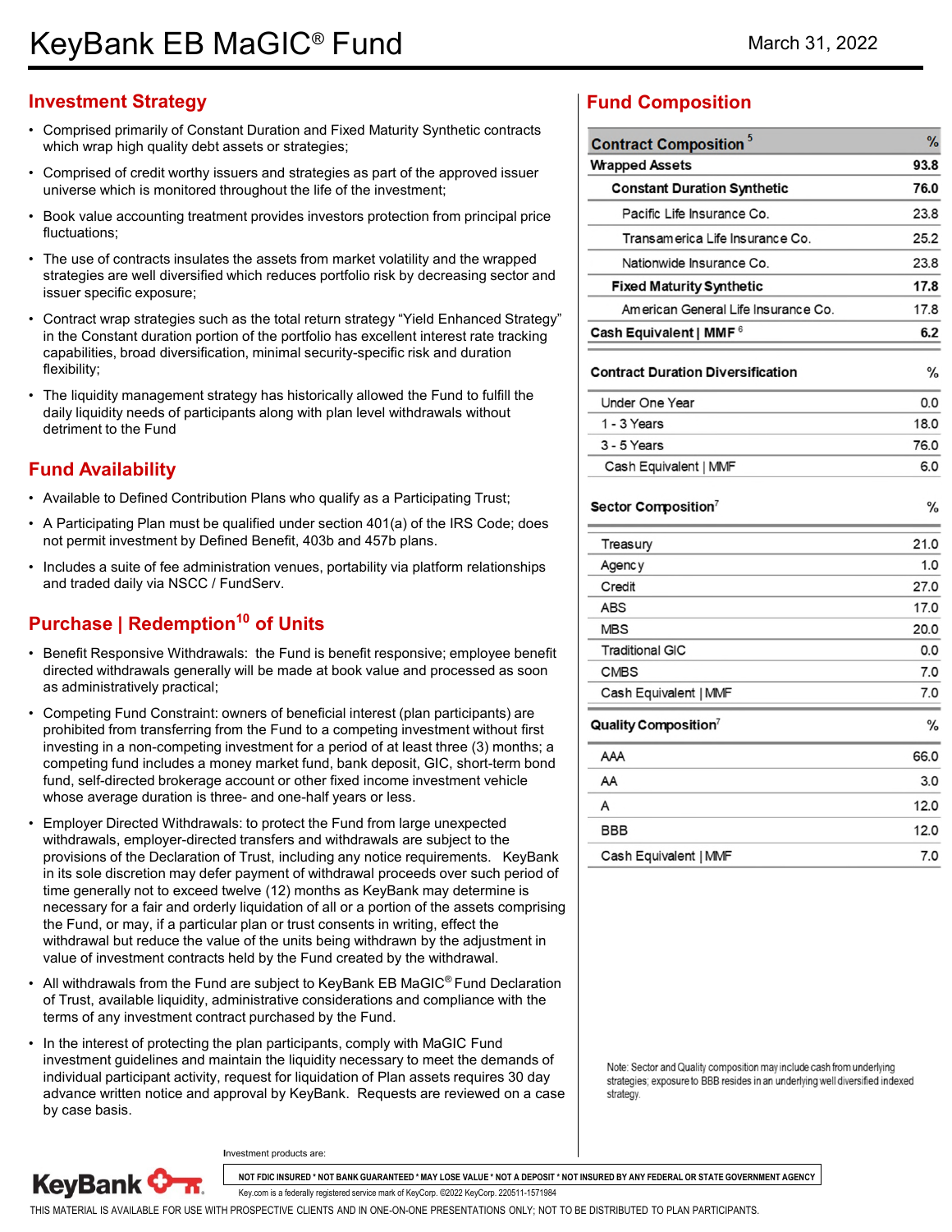# KeyBank EB MaGIC® Fund

March 31, 2022

## Investment Strategy

- Comprised primarily of Constant Duration and Fixed Maturity Synthetic contracts which wrap high quality debt assets or strategies;
- Comprised of credit worthy issuers and strategies as part of the approved issuer universe which is monitored throughout the life of the investment;
- Book value accounting treatment provides investors protection from principal price fluctuations;
- The use of contracts insulates the assets from market volatility and the wrapped strategies are well diversified which reduces portfolio risk by decreasing sector and issuer specific exposure;
- Contract wrap strategies such as the total return strategy “Yield Enhanced Strategy” in the Constant duration portion of the portfolio has excellent interest rate tracking capabilities, broad diversification, minimal security-specific risk and duration flexibility;
- The liquidity management strategy has historically allowed the Fund to fulfill the daily liquidity needs of participants along with plan level withdrawals without detriment to the Fund

## Fund Availability

- Available to Defined Contribution Plans who qualify as a Participating Trust;
- A Participating Plan must be qualified under section 401(a) of the IRS Code; does not permit investment by Defined Benefit, 403b and 457b plans.
- Includes a suite of fee administration venues, portability via platform relationships and traded daily via NSCC / FundServ.

## Purchase | Redemption[10] of Units

- Benefit Responsive Withdrawals: the Fund is benefit responsive; employee benefit directed withdrawals generally will be made at book value and processed as soon as administratively practical;
- Competing Fund Constraint: owners of beneficial interest (plan participants) are prohibited from transferring from the Fund to a competing investment without first investing in a non-competing investment for a period of at least three (3) months; a competing fund includes a money market fund, bank deposit, GIC, short-term bond fund, self-directed brokerage account or other fixed income investment vehicle whose average duration is three- and one-half years or less.
- Employer Directed Withdrawals: to protect the Fund from large unexpected withdrawals, employer-directed transfers and withdrawals are subject to the provisions of the Declaration of Trust, including any notice requirements. KeyBank in its sole discretion may defer payment of withdrawal proceeds over such period of time generally not to exceed twelve (12) months as KeyBank may determine is necessary for a fair and orderly liquidation of all or a portion of the assets comprising the Fund, or may, if a particular plan or trust consents in writing, effect the withdrawal but reduce the value of the units being withdrawn by the adjustment in value of investment contracts held by the Fund created by the withdrawal.
- All withdrawals from the Fund are subject to KeyBank EB MaGIC® Fund Declaration of Trust, available liquidity, administrative considerations and compliance with the terms of any investment contract purchased by the Fund.
- In the interest of protecting the plan participants, comply with MaGIC Fund investment guidelines and maintain the liquidity necessary to meet the demands of individual participant activity, request for liquidation of Plan assets requires 30 day advance written notice and approval by KeyBank. Requests are reviewed on a case by case basis.

## Fund Composition

| Contract Composition[5] | % |
|---|---|
| **Wrapped Assets** | **93.8** |
| **Constant Duration Synthetic** | **76.0** |
| Pacific Life Insurance Co. | 23.8 |
| Transamerica Life Insurance Co. | 25.2 |
| Nationwide Insurance Co. | 23.8 |
| **Fixed Maturity Synthetic** | **17.8** |
| American General Life Insurance Co. | 17.8 |
| **Cash Equivalent \| MMF[6]** | **6.2** |

| Contract Duration Diversification | % |
|---|---|
| Under One Year | 0.0 |
| 1 - 3 Years | 18.0 |
| 3 - 5 Years | 76.0 |
| Cash Equivalent \| MMF | 6.0 |

| Sector Composition[7] | % |
|---|---|
| Treasury | 21.0 |
| Agency | 1.0 |
| Credit | 27.0 |
| ABS | 17.0 |
| MBS | 20.0 |
| Traditional GIC | 0.0 |
| CMBS | 7.0 |
| Cash Equivalent \| MMF | 7.0 |

| Quality Composition[7] | % |
|---|---|
| AAA | 66.0 |
| AA | 3.0 |
| A | 12.0 |
| BBB | 12.0 |
| Cash Equivalent \| MMF | 7.0 |

Note: Sector and Quality composition may include cash from underlying strategies; exposure to BBB resides in an underlying well diversified indexed strategy.

Investment products are:

NOT FDIC INSURED * NOT BANK GUARANTEED * MAY LOSE VALUE * NOT A DEPOSIT * NOT INSURED BY ANY FEDERAL OR STATE GOVERNMENT AGENCY

Key.com is a federally registered service mark of KeyCorp. ©2022 KeyCorp. 220511-1571984

THIS MATERIAL IS AVAILABLE FOR USE WITH PROSPECTIVE CLIENTS AND IN ONE-ON-ONE PRESENTATIONS ONLY; NOT TO BE DISTRIBUTED TO PLAN PARTICIPANTS.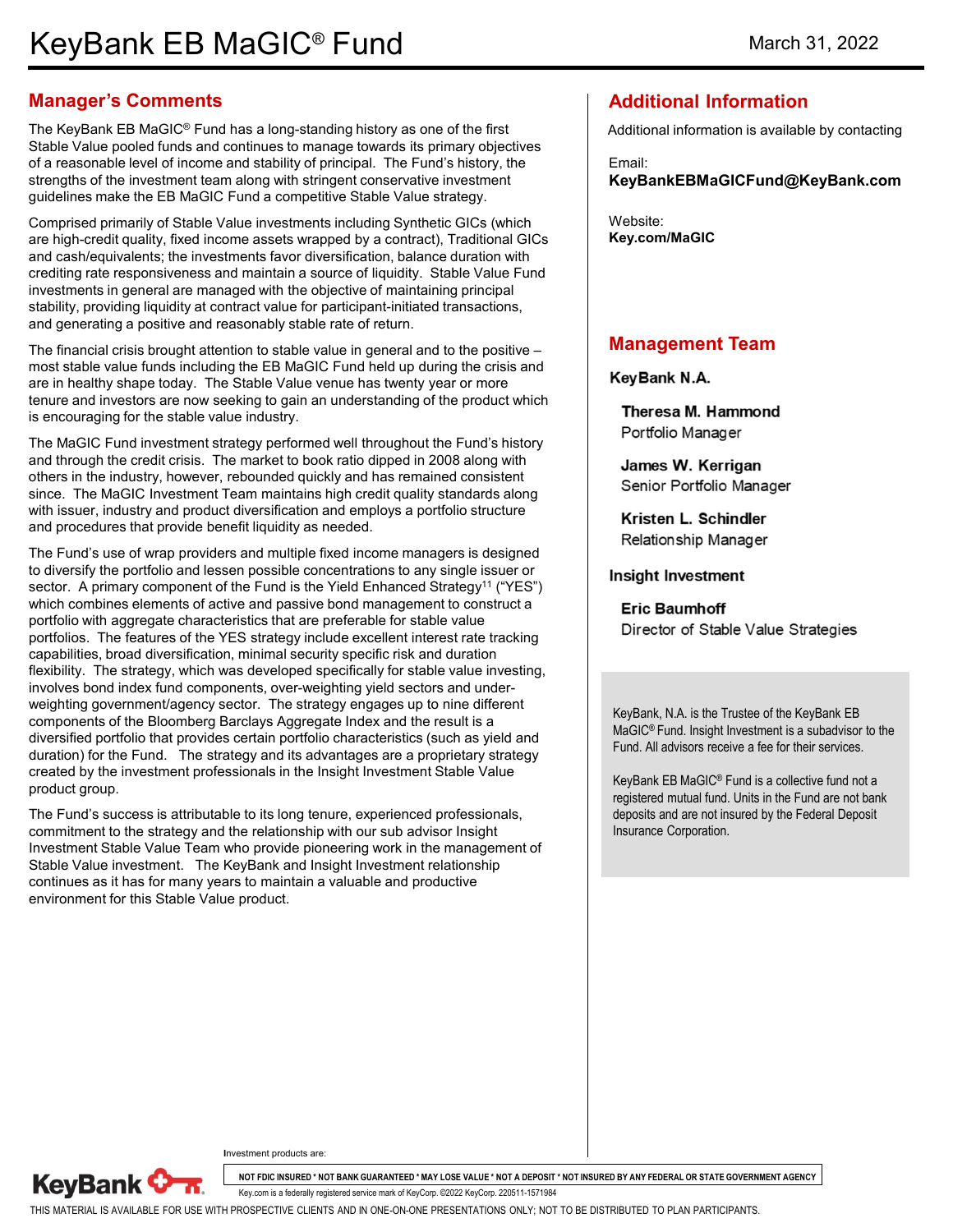# KeyBank EB MaGIC® Fund

March 31, 2022

## Manager's Comments

The KeyBank EB MaGIC® Fund has a long-standing history as one of the first Stable Value pooled funds and continues to manage towards its primary objectives of a reasonable level of income and stability of principal. The Fund's history, the strengths of the investment team along with stringent conservative investment guidelines make the EB MaGIC Fund a competitive Stable Value strategy.

Comprised primarily of Stable Value investments including Synthetic GICs (which are high-credit quality, fixed income assets wrapped by a contract), Traditional GICs and cash/equivalents; the investments favor diversification, balance duration with crediting rate responsiveness and maintain a source of liquidity. Stable Value Fund investments in general are managed with the objective of maintaining principal stability, providing liquidity at contract value for participant-initiated transactions, and generating a positive and reasonably stable rate of return.

The financial crisis brought attention to stable value in general and to the positive – most stable value funds including the EB MaGIC Fund held up during the crisis and are in healthy shape today. The Stable Value venue has twenty year or more tenure and investors are now seeking to gain an understanding of the product which is encouraging for the stable value industry.

The MaGIC Fund investment strategy performed well throughout the Fund's history and through the credit crisis. The market to book ratio dipped in 2008 along with others in the industry, however, rebounded quickly and has remained consistent since. The MaGIC Investment Team maintains high credit quality standards along with issuer, industry and product diversification and employs a portfolio structure and procedures that provide benefit liquidity as needed.

The Fund's use of wrap providers and multiple fixed income managers is designed to diversify the portfolio and lessen possible concentrations to any single issuer or sector. A primary component of the Fund is the Yield Enhanced Strategy[11] ("YES") which combines elements of active and passive bond management to construct a portfolio with aggregate characteristics that are preferable for stable value portfolios. The features of the YES strategy include excellent interest rate tracking capabilities, broad diversification, minimal security specific risk and duration flexibility. The strategy, which was developed specifically for stable value investing, involves bond index fund components, over-weighting yield sectors and under-weighting government/agency sector. The strategy engages up to nine different components of the Bloomberg Barclays Aggregate Index and the result is a diversified portfolio that provides certain portfolio characteristics (such as yield and duration) for the Fund. The strategy and its advantages are a proprietary strategy created by the investment professionals in the Insight Investment Stable Value product group.

The Fund's success is attributable to its long tenure, experienced professionals, commitment to the strategy and the relationship with our sub advisor Insight Investment Stable Value Team who provide pioneering work in the management of Stable Value investment. The KeyBank and Insight Investment relationship continues as it has for many years to maintain a valuable and productive environment for this Stable Value product.

## Additional Information

Additional information is available by contacting

Email:
**KeyBankEBMaGICFund@KeyBank.com**

Website:
**Key.com/MaGIC**

## Management Team

**KeyBank N.A.**

**Theresa M. Hammond**
Portfolio Manager

**James W. Kerrigan**
Senior Portfolio Manager

**Kristen L. Schindler**
Relationship Manager

**Insight Investment**

**Eric Baumhoff**
Director of Stable Value Strategies

KeyBank, N.A. is the Trustee of the KeyBank EB MaGIC® Fund. Insight Investment is a subadvisor to the Fund. All advisors receive a fee for their services.

KeyBank EB MaGIC® Fund is a collective fund not a registered mutual fund. Units in the Fund are not bank deposits and are not insured by the Federal Deposit Insurance Corporation.

Investment products are:

NOT FDIC INSURED * NOT BANK GUARANTEED * MAY LOSE VALUE * NOT A DEPOSIT * NOT INSURED BY ANY FEDERAL OR STATE GOVERNMENT AGENCY

Key.com is a federally registered service mark of KeyCorp. ©2022 KeyCorp. 220511-1571984

THIS MATERIAL IS AVAILABLE FOR USE WITH PROSPECTIVE CLIENTS AND IN ONE-ON-ONE PRESENTATIONS ONLY; NOT TO BE DISTRIBUTED TO PLAN PARTICIPANTS.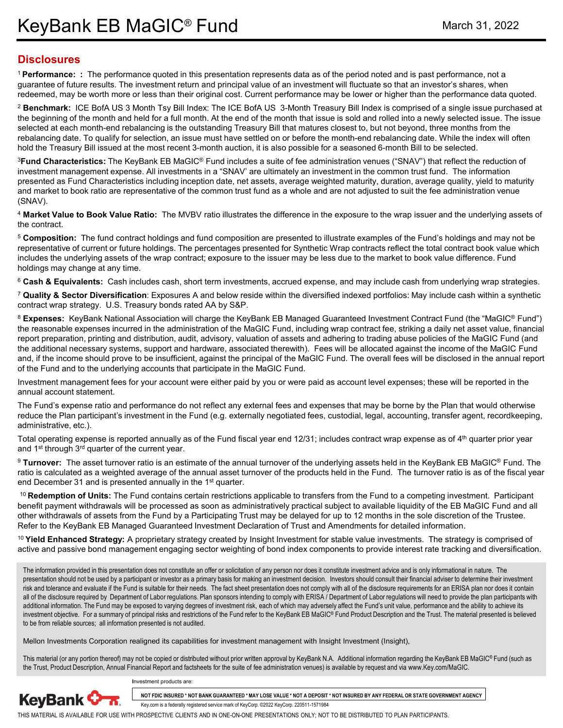# KeyBank EB MaGIC® Fund

March 31, 2022

## Disclosures

[1] **Performance: :** The performance quoted in this presentation represents data as of the period noted and is past performance, not a guarantee of future results. The investment return and principal value of an investment will fluctuate so that an investor's shares, when redeemed, may be worth more or less than their original cost. Current performance may be lower or higher than the performance data quoted.

[2] **Benchmark:** ICE BofA US 3 Month Tsy Bill Index: The ICE BofA US 3-Month Treasury Bill Index is comprised of a single issue purchased at the beginning of the month and held for a full month. At the end of the month that issue is sold and rolled into a newly selected issue. The issue selected at each month-end rebalancing is the outstanding Treasury Bill that matures closest to, but not beyond, three months from the rebalancing date. To qualify for selection, an issue must have settled on or before the month-end rebalancing date. While the index will often hold the Treasury Bill issued at the most recent 3-month auction, it is also possible for a seasoned 6-month Bill to be selected.

[3] **Fund Characteristics:** The KeyBank EB MaGIC® Fund includes a suite of fee administration venues ("SNAV") that reflect the reduction of investment management expense. All investments in a "SNAV' are ultimately an investment in the common trust fund. The information presented as Fund Characteristics including inception date, net assets, average weighted maturity, duration, average quality, yield to maturity and market to book ratio are representative of the common trust fund as a whole and are not adjusted to suit the fee administration venue (SNAV).

[4] **Market Value to Book Value Ratio:** The MVBV ratio illustrates the difference in the exposure to the wrap issuer and the underlying assets of the contract.

[5] **Composition:** The fund contract holdings and fund composition are presented to illustrate examples of the Fund's holdings and may not be representative of current or future holdings. The percentages presented for Synthetic Wrap contracts reflect the total contract book value which includes the underlying assets of the wrap contract; exposure to the issuer may be less due to the market to book value difference. Fund holdings may change at any time.

[6] **Cash & Equivalents:** Cash includes cash, short term investments, accrued expense, and may include cash from underlying wrap strategies.

[7] **Quality & Sector Diversification**: Exposures A and below reside within the diversified indexed portfolios: May include cash within a synthetic contract wrap strategy. U.S. Treasury bonds rated AA by S&P.

[8] **Expenses:** KeyBank National Association will charge the KeyBank EB Managed Guaranteed Investment Contract Fund (the "MaGIC® Fund") the reasonable expenses incurred in the administration of the MaGIC Fund, including wrap contract fee, striking a daily net asset value, financial report preparation, printing and distribution, audit, advisory, valuation of assets and adhering to trading abuse policies of the MaGIC Fund (and the additional necessary systems, support and hardware, associated therewith). Fees will be allocated against the income of the MaGIC Fund and, if the income should prove to be insufficient, against the principal of the MaGIC Fund. The overall fees will be disclosed in the annual report of the Fund and to the underlying accounts that participate in the MaGIC Fund.

Investment management fees for your account were either paid by you or were paid as account level expenses; these will be reported in the annual account statement.

The Fund's expense ratio and performance do not reflect any external fees and expenses that may be borne by the Plan that would otherwise reduce the Plan participant's investment in the Fund (e.g. externally negotiated fees, custodial, legal, accounting, transfer agent, recordkeeping, administrative, etc.).

Total operating expense is reported annually as of the Fund fiscal year end 12/31; includes contract wrap expense as of 4th quarter prior year and 1st through 3rd quarter of the current year.

[9] **Turnover:** The asset turnover ratio is an estimate of the annual turnover of the underlying assets held in the KeyBank EB MaGIC® Fund. The ratio is calculated as a weighted average of the annual asset turnover of the products held in the Fund. The turnover ratio is as of the fiscal year end December 31 and is presented annually in the 1st quarter.

[10] **Redemption of Units:** The Fund contains certain restrictions applicable to transfers from the Fund to a competing investment. Participant benefit payment withdrawals will be processed as soon as administratively practical subject to available liquidity of the EB MaGIC Fund and all other withdrawals of assets from the Fund by a Participating Trust may be delayed for up to 12 months in the sole discretion of the Trustee. Refer to the KeyBank EB Managed Guaranteed Investment Declaration of Trust and Amendments for detailed information.

[10] **Yield Enhanced Strategy:** A proprietary strategy created by Insight Investment for stable value investments. The strategy is comprised of active and passive bond management engaging sector weighting of bond index components to provide interest rate tracking and diversification.

The information provided in this presentation does not constitute an offer or solicitation of any person nor does it constitute investment advice and is only informational in nature. The presentation should not be used by a participant or investor as a primary basis for making an investment decision. Investors should consult their financial adviser to determine their investment risk and tolerance and evaluate if the Fund is suitable for their needs. The fact sheet presentation does not comply with all of the disclosure requirements for an ERISA plan nor does it contain all of the disclosure required by Department of Labor regulations. Plan sponsors intending to comply with ERISA / Department of Labor regulations will need to provide the plan participants with additional information. The Fund may be exposed to varying degrees of investment risk, each of which may adversely affect the Fund's unit value, performance and the ability to achieve its investment objective. For a summary of principal risks and restrictions of the Fund refer to the KeyBank EB MaGIC® Fund Product Description and the Trust. The material presented is believed to be from reliable sources; all information presented is not audited.

Mellon Investments Corporation realigned its capabilities for investment management with Insight Investment (Insight),

This material (or any portion thereof) may not be copied or distributed without prior written approval by KeyBank N.A. Additional information regarding the KeyBank EB MaGIC® Fund (such as the Trust, Product Description, Annual Financial Report and factsheets for the suite of fee administration venues) is available by request and via www.Key.com/MaGIC.

KeyBank

Investment products are:

**NOT FDIC INSURED * NOT BANK GUARANTEED * MAY LOSE VALUE * NOT A DEPOSIT * NOT INSURED BY ANY FEDERAL OR STATE GOVERNMENT AGENCY**

Key.com is a federally registered service mark of KeyCorp. ©2022 KeyCorp. 220511-1571984

THIS MATERIAL IS AVAILABLE FOR USE WITH PROSPECTIVE CLIENTS AND IN ONE-ON-ONE PRESENTATIONS ONLY; NOT TO BE DISTRIBUTED TO PLAN PARTICIPANTS.